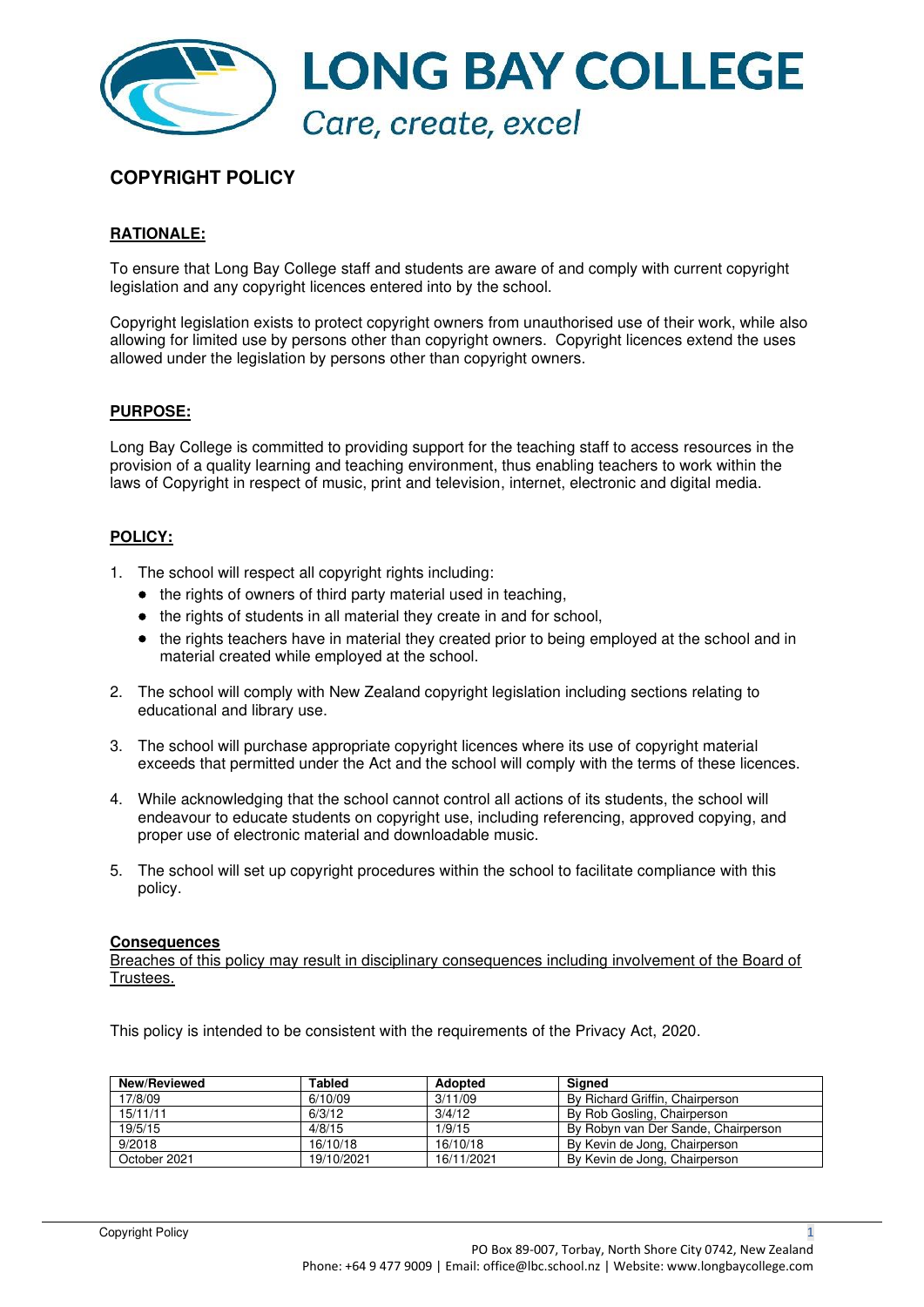# LONG BAY COLLEGE

*Care, create, excel*

## COPYRIGHT POLICY

### RATIONALE:

To ensure that Long Bay College staff and students are aware of and comply with current copyright legislation and any copyright licences entered into by the school.

Copyright legislation exists to protect copyright owners from unauthorised use of their work, while also allowing for limited use by persons other than copyright owners. Copyright licences extend the uses allowed under the legislation by persons other than copyright owners.

### PURPOSE:

Long Bay College is committed to providing support for the teaching staff to access resources in the provision of a quality learning and teaching environment, thus enabling teachers to work within the laws of Copyright in respect of music, print and television, internet, electronic and digital media.

### POLICY:

1. The school will respect all copyright rights including:
   - the rights of owners of third party material used in teaching,
   - the rights of students in all material they create in and for school,
   - the rights teachers have in material they created prior to being employed at the school and in material created while employed at the school.

2. The school will comply with New Zealand copyright legislation including sections relating to educational and library use.

3. The school will purchase appropriate copyright licences where its use of copyright material exceeds that permitted under the Act and the school will comply with the terms of these licences.

4. While acknowledging that the school cannot control all actions of its students, the school will endeavour to educate students on copyright use, including referencing, approved copying, and proper use of electronic material and downloadable music.

5. The school will set up copyright procedures within the school to facilitate compliance with this policy.

#### Consequences

Breaches of this policy may result in disciplinary consequences including involvement of the Board of Trustees.

This policy is intended to be consistent with the requirements of the Privacy Act, 2020.

| New/Reviewed | Tabled | Adopted | Signed |
|---|---|---|---|
| 17/8/09 | 6/10/09 | 3/11/09 | By Richard Griffin, Chairperson |
| 15/11/11 | 6/3/12 | 3/4/12 | By Rob Gosling, Chairperson |
| 19/5/15 | 4/8/15 | 1/9/15 | By Robyn van Der Sande, Chairperson |
| 9/2018 | 16/10/18 | 16/10/18 | By Kevin de Jong, Chairperson |
| October 2021 | 19/10/2021 | 16/11/2021 | By Kevin de Jong, Chairperson |

PO Box 89-007, Torbay, North Shore City 0742, New Zealand
Phone: +64 9 477 9009 | Email: office@lbc.school.nz | Website: www.longbaycollege.com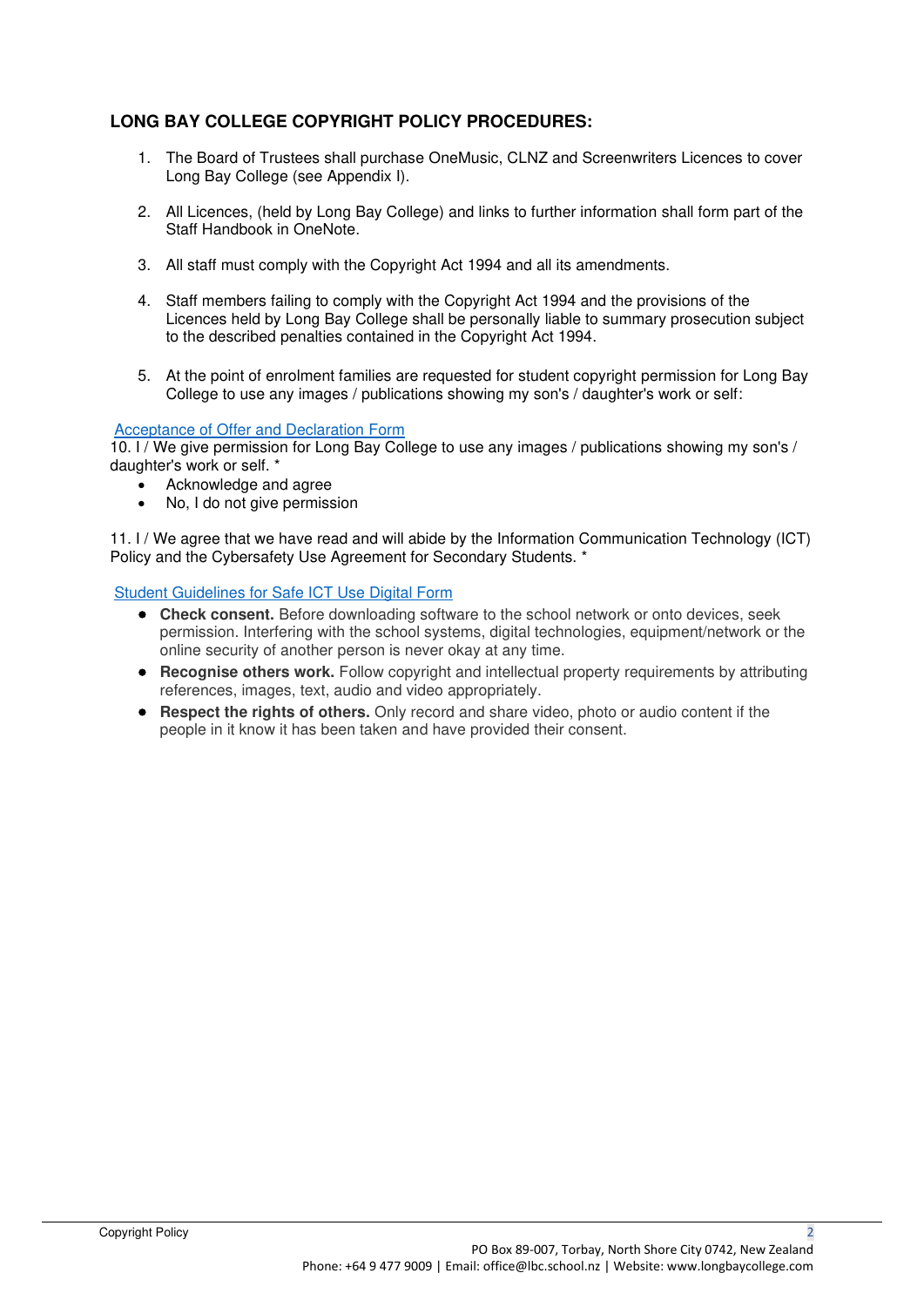## LONG BAY COLLEGE COPYRIGHT POLICY PROCEDURES:

1. The Board of Trustees shall purchase OneMusic, CLNZ and Screenwriters Licences to cover Long Bay College (see Appendix I).

2. All Licences, (held by Long Bay College) and links to further information shall form part of the Staff Handbook in OneNote.

3. All staff must comply with the Copyright Act 1994 and all its amendments.

4. Staff members failing to comply with the Copyright Act 1994 and the provisions of the Licences held by Long Bay College shall be personally liable to summary prosecution subject to the described penalties contained in the Copyright Act 1994.

5. At the point of enrolment families are requested for student copyright permission for Long Bay College to use any images / publications showing my son's / daughter's work or self:

Acceptance of Offer and Declaration Form

10. I / We give permission for Long Bay College to use any images / publications showing my son's / daughter's work or self. *

- Acknowledge and agree
- No, I do not give permission

11. I / We agree that we have read and will abide by the Information Communication Technology (ICT) Policy and the Cybersafety Use Agreement for Secondary Students. *

Student Guidelines for Safe ICT Use Digital Form

- **Check consent.** Before downloading software to the school network or onto devices, seek permission. Interfering with the school systems, digital technologies, equipment/network or the online security of another person is never okay at any time.
- **Recognise others work.** Follow copyright and intellectual property requirements by attributing references, images, text, audio and video appropriately.
- **Respect the rights of others.** Only record and share video, photo or audio content if the people in it know it has been taken and have provided their consent.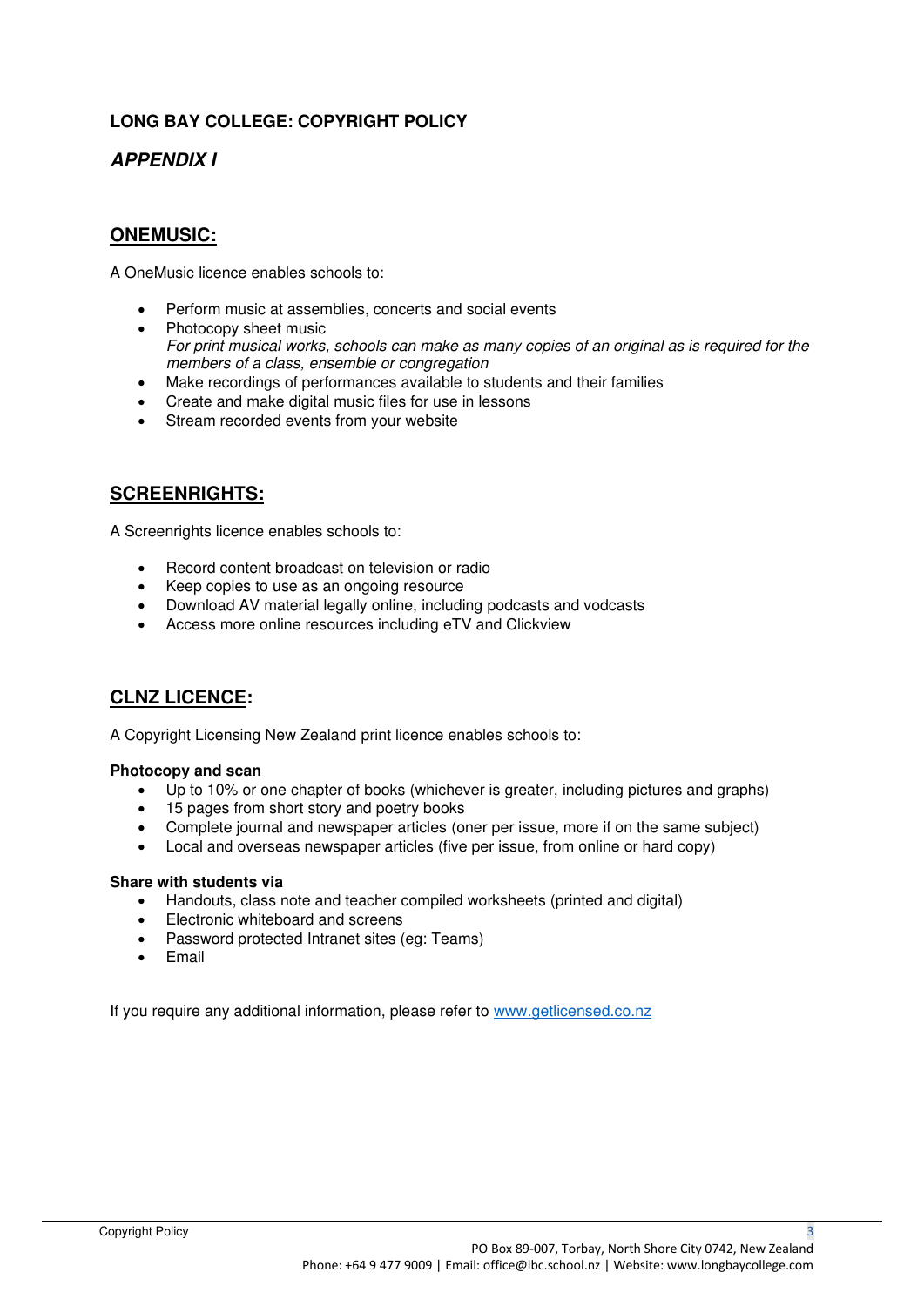**LONG BAY COLLEGE: COPYRIGHT POLICY**

## ***APPENDIX I***

## ONEMUSIC:

A OneMusic licence enables schools to:

- Perform music at assemblies, concerts and social events
- Photocopy sheet music
  *For print musical works, schools can make as many copies of an original as is required for the members of a class, ensemble or congregation*
- Make recordings of performances available to students and their families
- Create and make digital music files for use in lessons
- Stream recorded events from your website

## SCREENRIGHTS:

A Screenrights licence enables schools to:

- Record content broadcast on television or radio
- Keep copies to use as an ongoing resource
- Download AV material legally online, including podcasts and vodcasts
- Access more online resources including eTV and Clickview

## CLNZ LICENCE:

A Copyright Licensing New Zealand print licence enables schools to:

**Photocopy and scan**

- Up to 10% or one chapter of books (whichever is greater, including pictures and graphs)
- 15 pages from short story and poetry books
- Complete journal and newspaper articles (oner per issue, more if on the same subject)
- Local and overseas newspaper articles (five per issue, from online or hard copy)

**Share with students via**

- Handouts, class note and teacher compiled worksheets (printed and digital)
- Electronic whiteboard and screens
- Password protected Intranet sites (eg: Teams)
- Email

If you require any additional information, please refer to [www.getlicensed.co.nz](http://www.getlicensed.co.nz)

PO Box 89-007, Torbay, North Shore City 0742, New Zealand
Phone: +64 9 477 9009 | Email: office@lbc.school.nz | Website: www.longbaycollege.com